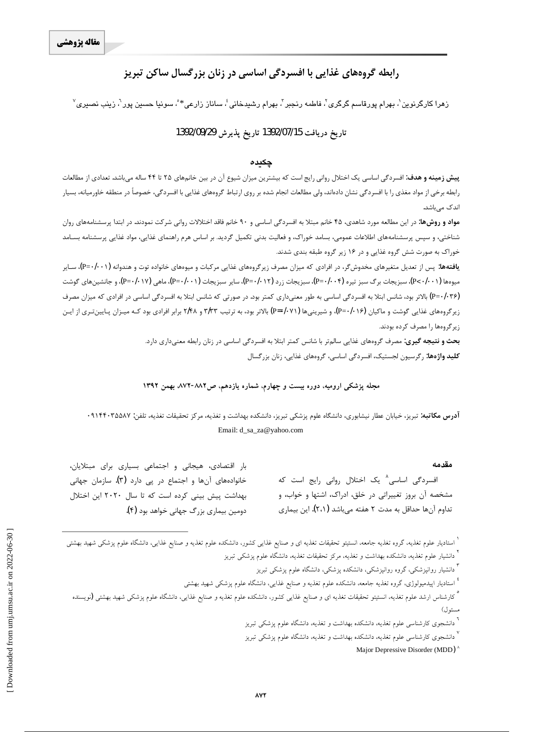**مقاله پژوهشی**

# رابطه گروه‌های غذایی با افسردگی اساسی در زنان بزرگسال ساکن تبریز

زهرا کارگرنوین[1]، بهرام پورقاسم گرگری[2]، فاطمه رنجبر[3]، بهرام رشیدخانی[4]، ساناز زارعی*[5]، سونیا حسین پور[6]، زینب نصیری[7]

تاریخ دریافت 1392/07/15 تاریخ پذیرش 1392/09/29

## چکیده

**پیش زمینه و هدف:** افسردگی اساسی یک اختلال روانی رایج است که بیشترین میزان شیوع آن در بین خانم‌های ۲۵ تا ۴۴ ساله می‌باشد. تعدادی از مطالعات رابطه برخی از مواد مغذی را با افسردگی نشان داده‌اند، ولی مطالعات انجام شده بر روی ارتباط گروه‌های غذایی با افسردگی، خصوصاً در منطقه خاورمیانه، بسیار اندک می‌باشد.

**مواد و روش‌ها:** در این مطالعه مورد شاهدی، ۴۵ خانم مبتلا به افسردگی اساسی و ۹۰ خانم فاقد اختلالات روانی شرکت نمودند. در ابتدا پرسشنامه‌های روان شناختی، و سپس پرسشنامه‌های اطلاعات عمومی، بسامد خوراک، و فعالیت بدنی تکمیل گردید. بر اساس هرم راهنمای غذایی، مواد غذایی پرسشنامه بسامد خوراک به صورت شش گروه غذایی و در ۱۶ زیر گروه طبقه بندی شدند.

**یافته‌ها:** پس از تعدیل متغیرهای مخدوش‌گر، در افرادی که میزان مصرف زیرگروه‌های غذایی مرکبات و میوه‌های خانواده توت و هندوانه (P=۰/۰۰۱)، سایر میوه‌ها (P<۰/۰۰۱)، سبزیجات برگ سبز تیره (P=۰/۰۰۴)، سبزیجات زرد (P=۰/۰۱۲)، سایر سبزیجات (P=۰/۰۰۱)، ماهی (P=۰/۰۱۷)، و جانشین‌های گوشت (P=۰/۰۳۶) بالاتر بود، شانس ابتلا به افسردگی اساسی به طور معنی‌داری کمتر بود. در صورتی که شانس ابتلا به افسردگی اساسی در افرادی که میزان مصرف زیرگروه‌های غذایی گوشت و ماکیان (P=۰/۰۱۶)، و شیرینی‌ها (P=۰/۰۷۱) بالاتر بود، به ترتیب ۳/۳۳ و ۲/۴۸ برابر افرادی بود که میزان پایین‌تری از این زیرگروه‌ها را مصرف کرده بودند.

**بحث و نتیجه گیری:** مصرف گروه‌های غذایی سالم‌تر با شانس کمتر ابتلا به افسردگی اساسی در زنان رابطه معنی‌داری دارد.

**کلید واژه‌ها:** رگرسیون لجستیک، افسردگی اساسی، گروه‌های غذایی، زنان بزرگسال

**مجله پزشکی ارومیه، دوره بیست و چهارم، شماره یازدهم، ص۸۸۲-۸۷۲، بهمن ۱۳۹۲**

**آدرس مکاتبه:** تبریز، خیابان عطار نیشابوری، دانشگاه علوم پزشکی تبریز، دانشکده بهداشت و تغذیه، مرکز تحقیقات تغذیه، تلفن: ۰۹۱۴۴۰۳۵۵۸۷

Email: d_sa_za@yahoo.com

## مقدمه

افسردگی اساسی[8] یک اختلال روانی رایج است که مشخصه آن بروز تغییراتی در خلق، ادراک، اشتها و خواب، و تداوم آن‌ها حداقل به مدت ۲ هفته می‌باشد (۲،۱). این بیماری بار اقتصادی، هیجانی و اجتماعی بسیاری برای مبتلایان، خانواده‌های آن‌ها و اجتماع در پی دارد (۳). سازمان جهانی بهداشت پیش بینی کرده است که تا سال ۲۰۲۰ این اختلال دومین بیماری بزرگ جهانی خواهد بود (۴).

---

[1] استادیار علوم تغذیه، گروه تغذیه جامعه، انستیتو تحقیقات تغذیه ای و صنایع غذایی کشور، دانشکده علوم تغذیه و صنایع غذایی، دانشگاه علوم پزشکی شهید بهشتی

[2] دانشیار علوم تغذیه، دانشکده بهداشت و تغذیه، مرکز تحقیقات تغذیه، دانشگاه علوم پزشکی تبریز

[3] دانشیار روانپزشکی، گروه روانپزشکی، دانشکده پزشکی، دانشگاه علوم پزشکی تبریز

[4] استادیار اپیدمیولوژی، گروه تغذیه جامعه، دانشکده علوم تغذیه و صنایع غذایی، دانشگاه علوم پزشکی شهید بهشتی

[5] کارشناس ارشد علوم تغذیه، انستیتو تحقیقات تغذیه ای و صنایع غذایی کشور، دانشکده علوم تغذیه و صنایع غذایی، دانشگاه علوم پزشکی شهید بهشتی (نویسنده مسئول)

[6] دانشجوی کارشناسی علوم تغذیه، دانشکده بهداشت و تغذیه، دانشگاه علوم پزشکی تبریز

[7] دانشجوی کارشناسی علوم تغذیه، دانشکده بهداشت و تغذیه، دانشگاه علوم پزشکی تبریز

[8] Major Depressive Disorder (MDD)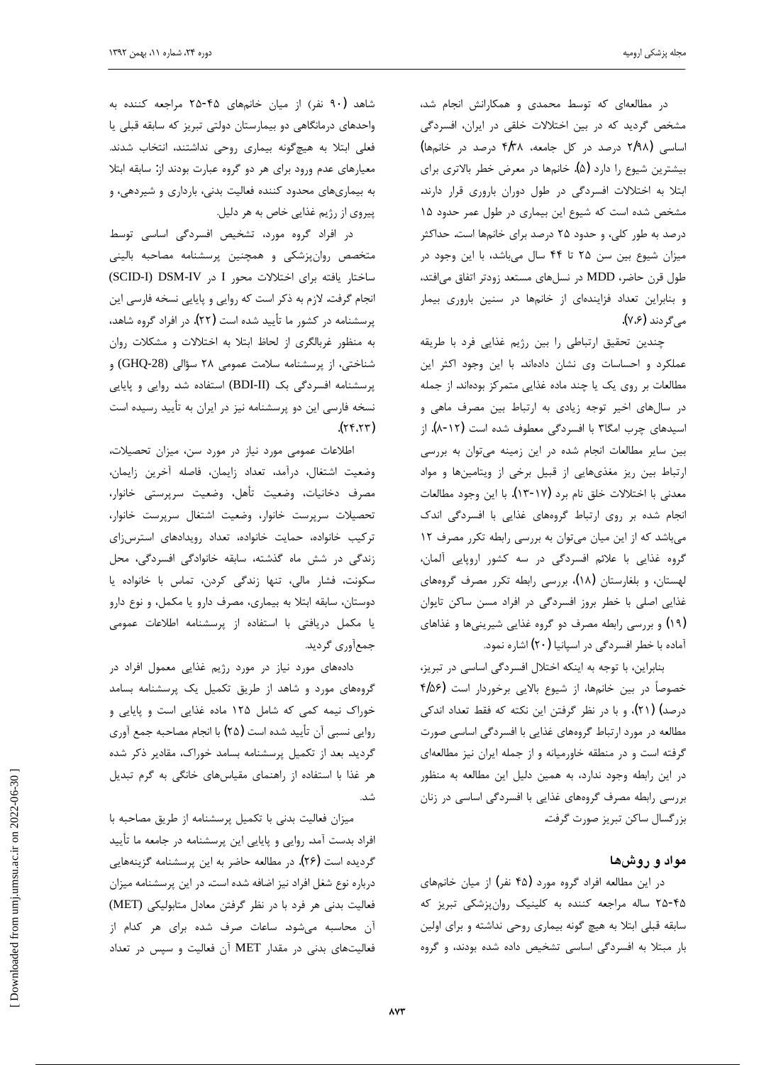در مطالعه‌ای که توسط محمدی و همکارانش انجام شد، مشخص گردید که در بین اختلالات خلقی در ایران، افسردگی اساسی (۲/۹۸ درصد در کل جامعه، ۴/۳۸ درصد در خانم‌ها) بیشترین شیوع را دارد (۵). خانم‌ها در معرض خطر بالاتری برای ابتلا به اختلالات افسردگی در طول دوران باروری قرار دارند. مشخص شده است که شیوع این بیماری در طول عمر حدود ۱۵ درصد به طور کلی، و حدود ۲۵ درصد برای خانم‌ها است. حداکثر میزان شیوع بین سن ۲۵ تا ۴۴ سال می‌باشد، با این وجود در طول قرن حاضر، MDD در نسل‌های مستعد زودتر اتفاق می‌افتد، و بنابراین تعداد فزاینده‌ای از خانم‌ها در سنین باروری بیمار می‌گردند (۷،۶).

چندین تحقیق ارتباطی را بین رژیم غذایی فرد با طریقه عملکرد و احساسات وی نشان داده‌اند. با این وجود اکثر این مطالعات بر روی یک یا چند ماده غذایی متمرکز بوده‌اند. از جمله در سال‌های اخیر توجه زیادی به ارتباط بین مصرف ماهی و اسیدهای چرب امگا۳ با افسردگی معطوف شده است (۱۲-۸). از بین سایر مطالعات انجام شده در این زمینه می‌توان به بررسی ارتباط بین ریز مغذی‌هایی از قبیل برخی از ویتامین‌ها و مواد معدنی با اختلالات خلق نام برد (۱۷-۱۳). با این وجود مطالعات انجام شده بر روی ارتباط گروه‌های غذایی با افسردگی اندک می‌باشد که از این میان می‌توان به بررسی رابطه تکرر مصرف ۱۲ گروه غذایی با علائم افسردگی در سه کشور اروپایی آلمان، لهستان، و بلغارستان (۱۸)، بررسی رابطه تکرر مصرف گروه‌های غذایی اصلی با خطر بروز افسردگی در افراد مسن ساکن تایوان (۱۹) و بررسی رابطه مصرف دو گروه غذایی شیرینی‌ها و غذاهای آماده با خطر افسردگی در اسپانیا (۲۰) اشاره نمود.

بنابراین، با توجه به اینکه اختلال افسردگی اساسی در تبریز، خصوصاً در بین خانم‌ها، از شیوع بالایی برخوردار است (۴/۵۶ درصد) (۲۱)، و با در نظر گرفتن این نکته که فقط تعداد اندکی مطالعه در مورد ارتباط گروه‌های غذایی با افسردگی اساسی صورت گرفته است و در منطقه خاورمیانه و از جمله ایران نیز مطالعه‌ای در این رابطه وجود ندارد، به همین دلیل این مطالعه به منظور بررسی رابطه مصرف گروه‌های غذایی با افسردگی اساسی در زنان بزرگسال ساکن تبریز صورت گرفت.

## مواد و روش‌ها

در این مطالعه افراد گروه مورد (۴۵ نفر) از میان خانم‌های ۴۵-۲۵ ساله مراجعه کننده به کلینیک روان‌پزشکی تبریز که سابقه قبلی ابتلا به هیچ گونه بیماری روحی نداشته و برای اولین بار مبتلا به افسردگی اساسی تشخیص داده شده بودند، و گروه شاهد (۹۰ نفر) از میان خانم‌های ۴۵-۲۵ مراجعه کننده به واحدهای درمانگاهی دو بیمارستان دولتی تبریز که سابقه قبلی یا فعلی ابتلا به هیچ‌گونه بیماری روحی نداشتند، انتخاب شدند. معیارهای عدم ورود برای هر دو گروه عبارت بودند از: سابقه ابتلا به بیماری‌های محدود کننده فعالیت بدنی، بارداری و شیردهی، و پیروی از رژیم غذایی خاص به هر دلیل.

در افراد گروه مورد، تشخیص افسردگی اساسی توسط متخصص روان‌پزشکی و همچنین پرسشنامه مصاحبه بالینی ساختار یافته برای اختلالات محور I در DSM-IV (SCID-I) انجام گرفت. لازم به ذکر است که روایی و پایایی نسخه فارسی این پرسشنامه در کشور ما تأیید شده است (۲۲). در افراد گروه شاهد، به منظور غربالگری از لحاظ ابتلا به اختلالات و مشکلات روان شناختی، از پرسشنامه سلامت عمومی ۲۸ سؤالی (GHQ-28) و پرسشنامه افسردگی بک (BDI-II) استفاده شد. روایی و پایایی نسخه فارسی این دو پرسشنامه نیز در ایران به تأیید رسیده است (۲۴،۲۳).

اطلاعات عمومی مورد نیاز در مورد سن، میزان تحصیلات، وضعیت اشتغال، درآمد، تعداد زایمان، فاصله آخرین زایمان، مصرف دخانیات، وضعیت تأهل، وضعیت سرپرستی خانوار، تحصیلات سرپرست خانوار، وضعیت اشتغال سرپرست خانوار، ترکیب خانواده، حمایت خانواده، تعداد رویدادهای استرس‌زای زندگی در شش ماه گذشته، سابقه خانوادگی افسردگی، محل سکونت، فشار مالی، تنها زندگی کردن، تماس با خانواده یا دوستان، سابقه ابتلا به بیماری، مصرف دارو یا مکمل، و نوع دارو یا مکمل دریافتی با استفاده از پرسشنامه اطلاعات عمومی جمع‌آوری گردید.

داده‌های مورد نیاز در مورد رژیم غذایی معمول افراد در گروه‌های مورد و شاهد از طریق تکمیل یک پرسشنامه بسامد خوراک نیمه کمی که شامل ۱۲۵ ماده غذایی است و روایی و پایایی نسبی آن تأیید شده است (۲۵) با انجام مصاحبه جمع آوری گردید. بعد از تکمیل پرسشنامه بسامد خوراک، مقادیر ذکر شده هر غذا با استفاده از راهنمای مقیاس‌های خانگی به گرم تبدیل شد.

میزان فعالیت بدنی با تکمیل پرسشنامه از طریق مصاحبه با افراد بدست آمد. روایی و پایایی این پرسشنامه در جامعه ما تأیید گردیده است (۲۶). در مطالعه حاضر به این پرسشنامه گزینه‌هایی درباره نوع شغل افراد نیز اضافه شده است. در این پرسشنامه میزان فعالیت بدنی هر فرد با در نظر گرفتن معادل متابولیکی (MET) آن محاسبه می‌شود. ساعات صرف شده برای هر کدام از فعالیت‌های بدنی در مقدار MET آن فعالیت و سپس در تعداد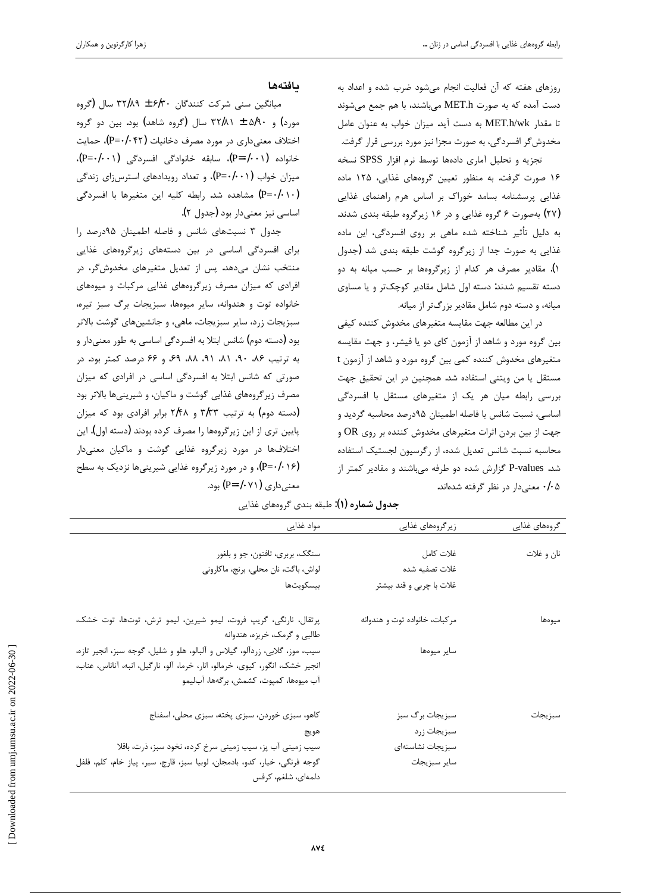روزهای هفته که آن فعالیت انجام می‌شود ضرب شده و اعداد به دست آمده که به صورت MET.h می‌باشند، با هم جمع می‌شوند تا مقدار MET.h/wk به دست آید. میزان خواب به عنوان عامل مخدوش‌گر افسردگی، به صورت مجزا نیز مورد بررسی قرار گرفت.

تجزیه و تحلیل آماری داده‌ها توسط نرم افزار SPSS نسخه ۱۶ صورت گرفت. به منظور تعیین گروه‌های غذایی، ۱۲۵ ماده غذایی پرسشنامه بسامد خوراک بر اساس هرم راهنمای غذایی (۲۷) به‌صورت ۶ گروه غذایی و در ۱۶ زیرگروه طبقه بندی شدند. به دلیل تأثیر شناخته شده ماهی بر روی افسردگی، این ماده غذایی به صورت جدا از زیرگروه گوشت طبقه بندی شد (جدول ۱). مقادیر مصرف هر کدام از زیرگروه‌ها بر حسب میانه به دو دسته تقسیم شدند: دسته اول شامل مقادیر کوچک‌تر و یا مساوی میانه، و دسته دوم شامل مقادیر بزرگ‌تر از میانه.

در این مطالعه جهت مقایسه متغیرهای مخدوش کننده کیفی بین گروه مورد و شاهد از آزمون کای دو یا فیشر، و جهت مقایسه متغیرهای مخدوش کننده کمی بین گروه مورد و شاهد از آزمون t مستقل یا من ویتنی استفاده شد. همچنین در این تحقیق جهت بررسی رابطه میان هر یک از متغیرهای مستقل با افسردگی اساسی، نسبت شانس با فاصله اطمینان ۹۵درصد محاسبه گردید و جهت از بین بردن اثرات متغیرهای مخدوش کننده بر روی OR و محاسبه نسبت شانس تعدیل شده، از رگرسیون لجستیک استفاده شد. P-values گزارش شده دو طرفه می‌باشند و مقادیر کمتر از ۰/۰۵ معنی‌دار در نظر گرفته شده‌اند.

## یافته‌ها

میانگین سنی شرکت کنندگان ۶/۳۰ ± ۳۲/۸۹ سال (گروه مورد) و ۵/۹۰ ± ۳۲/۸۱ سال (گروه شاهد) بود. بین دو گروه اختلاف معنی‌داری در مورد مصرف دخانیات (P=۰/۰۴۲)، حمایت خانواده (P=۰/۰۰۱)، سابقه خانوادگی افسردگی (P=۰/۰۰۱)، میزان خواب (P=۰/۰۰۱)، و تعداد رویدادهای استرس‌زای زندگی (P=۰/۰۱۰) مشاهده شد. رابطه کلیه این متغیرها با افسردگی اساسی نیز معنی‌دار بود (جدول ۲).

جدول ۳ نسبت‌های شانس و فاصله اطمینان ۹۵درصد را برای افسردگی اساسی در بین دسته‌های زیرگروه‌های غذایی منتخب نشان می‌دهد. پس از تعدیل متغیرهای مخدوش‌گر، در افرادی که میزان مصرف زیرگروه‌های غذایی مرکبات و میوه‌های خانواده توت و هندوانه، سایر میوه‌ها، سبزیجات برگ سبز تیره، سبزیجات زرد، سایر سبزیجات، ماهی، و جانشین‌های گوشت بالاتر بود (دسته دوم) شانس ابتلا به افسردگی اساسی به طور معنی‌دار و به ترتیب ۸۶، ۹۰، ۸۱، ۹۱، ۸۸، ۶۹، و ۶۶ درصد کمتر بود. در صورتی که شانس ابتلا به افسردگی اساسی در افرادی که میزان مصرف زیرگروه‌های غذایی گوشت و ماکیان، و شیرینی‌ها بالاتر بود (دسته دوم) به ترتیب ۳/۳۳ و ۲/۴۸ برابر افرادی بود که میزان پایین تری از این زیرگروه‌ها را مصرف کرده بودند (دسته اول). این اختلاف‌ها در مورد زیرگروه غذایی گوشت و ماکیان معنی‌دار (P=۰/۰۱۶)، و در مورد زیرگروه غذایی شیرینی‌ها نزدیک به سطح معنی‌داری (P=۰/۰۷۱) بود.

**جدول شماره (۱):** طبقه بندی گروه‌های غذایی

| گروه‌های غذایی | زیرگروه‌های غذایی | مواد غذایی |
| --- | --- | --- |
| نان و غلات | غلات کامل | سنگک، بربری، تافتون، جو و بلغور |
| | غلات تصفیه شده | لواش، باگت، نان محلی، برنج، ماکارونی |
| | غلات با چربی و قند بیشتر | بیسکویت‌ها |
| میوه‌ها | مرکبات، خانواده توت و هندوانه | پرتقال، نارنگی، گریپ فروت، لیمو شیرین، لیمو ترش، توت‌ها، توت خشک، طالبی و گرمک، خربزه، هندوانه |
| | سایر میوه‌ها | سیب، موز، گلابی، زردآلو، گیلاس و آلبالو، هلو و شلیل، گوجه سبز، انجیر تازه، انجیر خشک، انگور، کیوی، خرمالو، انار، خرما، آلو، نارگیل، انبه، آناناس، عناب، آب میوه‌ها، کمپوت، کشمش، برگه‌ها، آب‌لیمو |
| سبزیجات | سبزیجات برگ سبز | کاهو، سبزی خوردن، سبزی پخته، سبزی محلی، اسفناج |
| | سبزیجات زرد | هویج |
| | سبزیجات نشاسته‌ای | سیب زمینی آب پز، سیب زمینی سرخ کرده، نخود سبز، ذرت، باقلا |
| | سایر سبزیجات | گوجه فرنگی، خیار، کدو، بادمجان، لوبیا سبز، قارچ، سیر، پیاز خام، کلم، فلفل دلمه‌ای، شلغم، کرفس |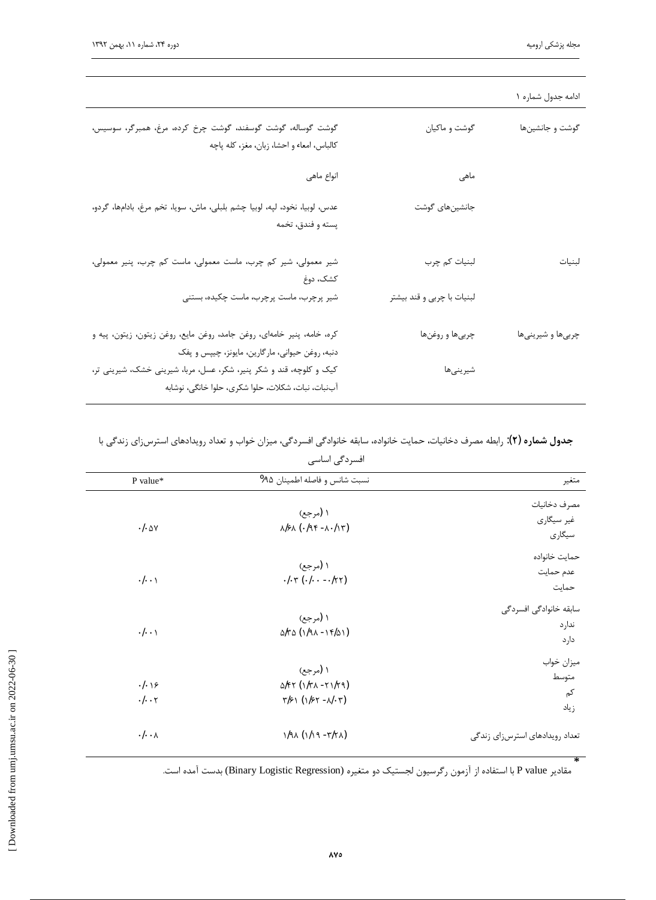ادامه جدول شماره ۱

| | | |
|---|---|---|
| گوشت و جانشین‌ها | گوشت و ماکیان | گوشت گوساله، گوشت گوسفند، گوشت چرخ کرده، مرغ، همبرگر، سوسیس، کالباس، امعاء و احشا، زبان، مغز، کله پاچه |
| | ماهی | انواع ماهی |
| | جانشین‌های گوشت | عدس، لوبیا، نخود، لپه، لوبیا چشم بلبلی، ماش، سویا، تخم مرغ، بادام‌ها، گردو، پسته و فندق، تخمه |
| لبنیات | لبنیات کم چرب | شیر معمولی، شیر کم چرب، ماست معمولی، ماست کم چرب، پنیر معمولی، کشک، دوغ |
| | لبنیات با چربی و قند بیشتر | شیر پرچرب، ماست پرچرب، ماست چکیده، بستنی |
| چربی‌ها و شیرینی‌ها | چربی‌ها و روغن‌ها | کره، خامه، پنیر خامه‌ای، روغن جامد، روغن مایع، روغن زیتون، زیتون، پیه و دنبه، روغن حیوانی، مارگارین، مایونز، چیپس و پفک |
| | شیرینی‌ها | کیک و کلوچه، قند و شکر پنیر، شکر، عسل، مربا، شیرینی خشک، شیرینی تر، آب‌نبات، نبات، شکلات، حلوا شکری، حلوا خانگی، نوشابه |

**جدول شماره (۲):** رابطه مصرف دخانیات، حمایت خانواده، سابقه خانوادگی افسردگی، میزان خواب و تعداد رویدادهای استرس‌زای زندگی با افسردگی اساسی

| متغیر | نسبت شانس و فاصله اطمینان ۹۵% | P value* |
|---|---|---|
| **مصرف دخانیات** | | |
| غیر سیگاری | ۱ (مرجع) | |
| سیگاری | ۸/۶۸ (۰/۹۴ - ۸۰/۱۳) | ۰/۰۵۷ |
| **حمایت خانواده** | | |
| عدم حمایت | ۱ (مرجع) | |
| حمایت | ۰/۰۳ (۰/۰۰ - ۰/۳۲) | ۰/۰۰۱ |
| **سابقه خانوادگی افسردگی** | | |
| ندارد | ۱ (مرجع) | |
| دارد | ۵/۳۵ (۱/۹۸ - ۱۴/۵۱) | ۰/۰۰۱ |
| **میزان خواب** | | |
| متوسط | ۱ (مرجع) | |
| کم | ۵/۴۲ (۱/۳۸ - ۲۱/۲۹) | ۰/۰۱۶ |
| زیاد | ۳/۶۱ (۱/۶۲ - ۸/۰۳) | ۰/۰۰۲ |
| تعداد رویدادهای استرس‌زای زندگی | ۱/۹۸ (۱/۱۹ - ۳/۲۸) | ۰/۰۰۸ |

\* مقادیر P value با استفاده از آزمون رگرسیون لجستیک دو متغیره (Binary Logistic Regression) بدست آمده است.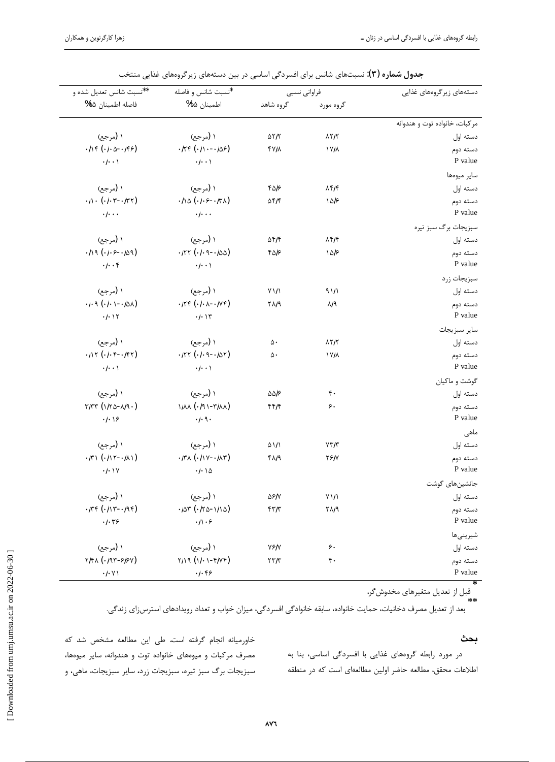**جدول شماره (۳):** نسبت‌های شانس برای افسردگی اساسی در بین دسته‌های زیرگروه‌های غذایی منتخب

| دسته‌های زیرگروه‌های غذایی | فراوانی نسبی | | *نسبت شانس و فاصله اطمینان ۹۵% | **نسبت شانس تعدیل شده و فاصله اطمینان ۹۵% |
|---|---|---|---|---|
| | گروه مورد | گروه شاهد | | |
| مرکبات، خانواده توت و هندوانه | | | | |
| دسته اول | ۸۲/۲ | ۵۲/۲ | ۱ (مرجع) | ۱ (مرجع) |
| دسته دوم | ۱۷/۸ | ۴۷/۸ | ۰/۲۴ (۰/۱۰-۰/۵۶) | ۰/۱۴ (۰/۰۵-۰/۴۶) |
| P value | | | ۰/۰۰۱ | ۰/۰۰۱ |
| سایر میوه‌ها | | | | |
| دسته اول | ۸۴/۴ | ۴۵/۶ | ۱ (مرجع) | ۱ (مرجع) |
| دسته دوم | ۱۵/۶ | ۵۴/۴ | ۰/۱۵ (۰/۰۶-۰/۳۸) | ۰/۱۰ (۰/۰۳-۰/۳۲) |
| P value | | | ۰/۰۰۰ | ۰/۰۰۰ |
| سبزیجات برگ سبز تیره | | | | |
| دسته اول | ۸۴/۴ | ۵۴/۴ | ۱ (مرجع) | ۱ (مرجع) |
| دسته دوم | ۱۵/۶ | ۴۵/۶ | ۰/۲۲ (۰/۰۹-۰/۵۵) | ۰/۱۹ (۰/۰۶-۰/۵۹) |
| P value | | | ۰/۰۰۱ | ۰/۰۰۴ |
| سبزیجات زرد | | | | |
| دسته اول | ۹۱/۱ | ۷۱/۱ | ۱ (مرجع) | ۱ (مرجع) |
| دسته دوم | ۸/۹ | ۲۸/۹ | ۰/۲۴ (۰/۰۸-۰/۷۴) | ۰/۰۹ (۰/۰۱-۰/۵۸) |
| P value | | | ۰/۰۱۳ | ۰/۰۱۲ |
| سایر سبزیجات | | | | |
| دسته اول | ۸۲/۲ | ۵۰ | ۱ (مرجع) | ۱ (مرجع) |
| دسته دوم | ۱۷/۸ | ۵۰ | ۰/۲۲ (۰/۰۹-۰/۵۲) | ۰/۱۲ (۰/۰۴-۰/۴۲) |
| P value | | | ۰/۰۰۱ | ۰/۰۰۱ |
| گوشت و ماکیان | | | | |
| دسته اول | ۴۰ | ۵۵/۶ | ۱ (مرجع) | ۱ (مرجع) |
| دسته دوم | ۶۰ | ۴۴/۴ | ۱/۸۸ (۰/۹۱-۳/۸۸) | ۳/۳۳ (۱/۲۵-۸/۹۰) |
| P value | | | ۰/۰۹۰ | ۰/۰۱۶ |
| ماهی | | | | |
| دسته اول | ۷۳/۳ | ۵۱/۱ | ۱ (مرجع) | ۱ (مرجع) |
| دسته دوم | ۲۶/۷ | ۴۸/۹ | ۰/۳۸ (۰/۱۷-۰/۸۳) | ۰/۳۱ (۰/۱۲-۰/۸۱) |
| P value | | | ۰/۰۱۵ | ۰/۰۱۷ |
| جانشین‌های گوشت | | | | |
| دسته اول | ۷۱/۱ | ۵۶/۷ | ۱ (مرجع) | ۱ (مرجع) |
| دسته دوم | ۲۸/۹ | ۴۳/۳ | ۰/۵۳ (۰/۲۵-۱/۱۵) | ۰/۳۴ (۰/۱۳-۰/۹۴) |
| P value | | | ۰/۱۰۶ | ۰/۰۳۶ |
| شیرینی‌ها | | | | |
| دسته اول | ۶۰ | ۷۶/۷ | ۱ (مرجع) | ۱ (مرجع) |
| دسته دوم | ۴۰ | ۲۳/۳ | ۲/۱۹ (۱/۰۱-۴/۷۴) | ۲/۴۸ (۰/۹۳-۶/۶۷) |
| P value | | | ۰/۰۴۶ | ۰/۰۷۱ |

* قبل از تعدیل متغیرهای مخدوش‌گر.

** بعد از تعدیل مصرف دخانیات، حمایت خانواده، سابقه خانوادگی افسردگی، میزان خواب و تعداد رویدادهای استرس‌زای زندگی.

## بحث

در مورد رابطه گروه‌های غذایی با افسردگی اساسی، بنا به اطلاعات محقق، مطالعه حاضر اولین مطالعه‌ای است که در منطقه خاورمیانه انجام گرفته است. طی این مطالعه مشخص شد که مصرف مرکبات و میوه‌های خانواده توت و هندوانه، سایر میوه‌ها، سبزیجات برگ سبز تیره، سبزیجات زرد، سایر سبزیجات، ماهی، و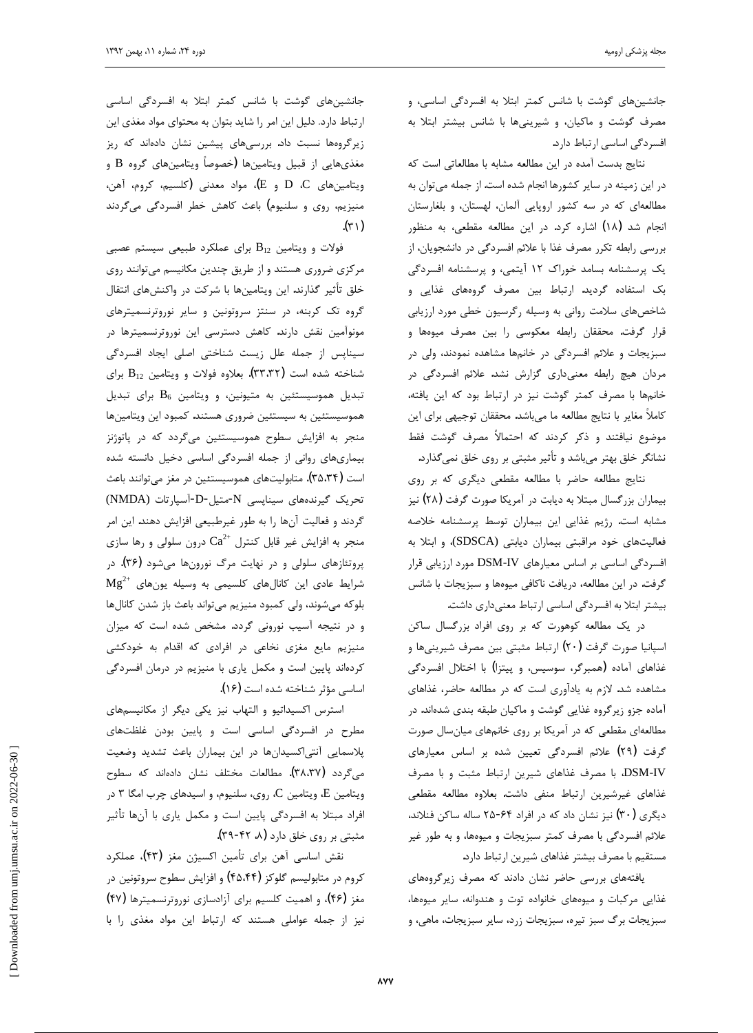جانشین‌های گوشت با شانس کمتر ابتلا به افسردگی اساسی، و مصرف گوشت و ماکیان، و شیرینی‌ها با شانس بیشتر ابتلا به افسردگی اساسی ارتباط دارد.

نتایج بدست آمده در این مطالعه مشابه با مطالعاتی است که در این زمینه در سایر کشورها انجام شده است. از جمله می‌توان به مطالعه‌ای که در سه کشور اروپایی آلمان، لهستان، و بلغارستان انجام شد (۱۸) اشاره کرد. در این مطالعه مقطعی، به منظور بررسی رابطه تکرر مصرف غذا با علائم افسردگی در دانشجویان، از یک پرسشنامه بسامد خوراک ۱۲ آیتمی، و پرسشنامه افسردگی بک استفاده گردید. ارتباط بین مصرف گروه‌های غذایی و شاخص‌های سلامت روانی به وسیله رگرسیون خطی مورد ارزیابی قرار گرفت. محققان رابطه معکوسی را بین مصرف میوه‌ها و سبزیجات و علائم افسردگی در خانم‌ها مشاهده نمودند، ولی در مردان هیچ رابطه معنی‌داری گزارش نشد. علائم افسردگی در خانم‌ها با مصرف کمتر گوشت نیز در ارتباط بود که این یافته، کاملاً مغایر با نتایج مطالعه ما می‌باشد. محققان توجیهی برای این موضوع نیافتند و ذکر کردند که احتمالاً مصرف گوشت فقط نشانگر خلق بهتر می‌باشد و تأثیر مثبتی بر روی خلق نمی‌گذارد.

نتایج مطالعه حاضر با مطالعه مقطعی دیگری که بر روی بیماران بزرگسال مبتلا به دیابت در آمریکا صورت گرفت (۲۸) نیز مشابه است. رژیم غذایی این بیماران توسط پرسشنامه خلاصه فعالیت‌های خود مراقبتی بیماران دیابتی (SDSCA)، و ابتلا به افسردگی اساسی بر اساس معیارهای DSM-IV مورد ارزیابی قرار گرفت. در این مطالعه، دریافت ناکافی میوه‌ها و سبزیجات با شانس بیشتر ابتلا به افسردگی اساسی ارتباط معنی‌داری داشت.

در یک مطالعه کوهورت که بر روی افراد بزرگسال ساکن اسپانیا صورت گرفت (۲۰) ارتباط مثبتی بین مصرف شیرینی‌ها و غذاهای آماده (همبرگر، سوسیس، و پیتزا) با اختلال افسردگی مشاهده شد. لازم به یادآوری است که در مطالعه حاضر، غذاهای آماده جزو زیرگروه غذایی گوشت و ماکیان طبقه بندی شده‌اند. در مطالعه‌ای مقطعی که در آمریکا بر روی خانم‌های میان‌سال صورت گرفت (۲۹) علائم افسردگی تعیین شده بر اساس معیارهای DSM-IV، با مصرف غذاهای شیرین ارتباط مثبت و با مصرف غذاهای غیرشیرین ارتباط منفی داشت. بعلاوه مطالعه مقطعی دیگری (۳۰) نیز نشان داد که در افراد ۶۴-۲۵ ساله ساکن فنلاند، علائم افسردگی با مصرف کمتر سبزیجات و میوه‌ها، و به طور غیر مستقیم با مصرف بیشتر غذاهای شیرین ارتباط دارد.

یافته‌های بررسی حاضر نشان دادند که مصرف زیرگروه‌های غذایی مرکبات و میوه‌های خانواده توت و هندوانه، سایر میوه‌ها، سبزیجات برگ سبز تیره، سبزیجات زرد، سایر سبزیجات، ماهی، و جانشین‌های گوشت با شانس کمتر ابتلا به افسردگی اساسی ارتباط دارد. دلیل این امر را شاید بتوان به محتوای مواد مغذی این زیرگروه‌ها نسبت داد. بررسی‌های پیشین نشان داده‌اند که ریز مغذی‌هایی از قبیل ویتامین‌ها (خصوصاً ویتامین‌های گروه B و ویتامین‌های C، D و E)، مواد معدنی (کلسیم، کروم، آهن، منیزیم، روی و سلنیوم) باعث کاهش خطر افسردگی می‌گردند (۳۱).

فولات و ویتامین $B_{12}$ برای عملکرد طبیعی سیستم عصبی مرکزی ضروری هستند و از طریق چندین مکانیسم می‌توانند روی خلق تأثیر گذارند. این ویتامین‌ها با شرکت در واکنش‌های انتقال گروه تک کربنه، در سنتز سروتونین و سایر نوروترنسمیترهای مونوآمین نقش دارند. کاهش دسترسی این نوروترنسمیترها در سیناپس از جمله علل زیست شناختی اصلی ایجاد افسردگی شناخته شده است (۳۳،۳۲). بعلاوه فولات و ویتامین $B_{12}$ برای تبدیل هموسیستئین به متیونین، و ویتامین $B_6$ برای تبدیل هموسیستئین به سیستئین ضروری هستند. کمبود این ویتامین‌ها منجر به افزایش سطوح هموسیستئین می‌گردد که در پاتوژنز بیماری‌های روانی از جمله افسردگی اساسی دخیل دانسته شده است (۳۵،۳۴). متابولیت‌های هموسیستئین در مغز می‌توانند باعث تحریک گیرنده‌های سیناپسی N-متیل-D-آسپارتات (NMDA) گردند و فعالیت آن‌ها را به طور غیرطبیعی افزایش دهند. این امر منجر به افزایش غیر قابل کنترل $Ca^{2+}$ درون سلولی و رها سازی پروتئازهای سلولی و در نهایت مرگ نورون‌ها می‌شود (۳۶). در شرایط عادی این کانال‌های کلسیمی به وسیله یون‌های $Mg^{2+}$ بلوکه می‌شوند، ولی کمبود منیزیم می‌تواند باعث باز شدن کانال‌ها و در نتیجه آسیب نورونی گردد. مشخص شده است که میزان منیزیم مایع مغزی نخاعی در افرادی که اقدام به خودکشی کرده‌اند پایین است و مکمل یاری با منیزیم در درمان افسردگی اساسی مؤثر شناخته شده است (۱۶).

استرس اکسیداتیو و التهاب نیز یکی دیگر از مکانیسم‌های مطرح در افسردگی اساسی است و پایین بودن غلظت‌های پلاسمایی آنتی‌اکسیدان‌ها در این بیماران باعث تشدید وضعیت می‌گردد (۳۸،۳۷). مطالعات مختلف نشان داده‌اند که سطوح ویتامین E، ویتامین C، روی، سلنیوم، و اسیدهای چرب امگا ۳ در افراد مبتلا به افسردگی پایین است و مکمل یاری با آن‌ها تأثیر مثبتی بر روی خلق دارد (۸، ۴۲-۳۹).

نقش اساسی آهن برای تأمین اکسیژن مغز (۴۳)، عملکرد کروم در متابولیسم گلوکز (۴۵،۴۴) و افزایش سطوح سروتونین در مغز (۴۶)، و اهمیت کلسیم برای آزادسازی نوروترنسمیترها (۴۷) نیز از جمله عواملی هستند که ارتباط این مواد مغذی را با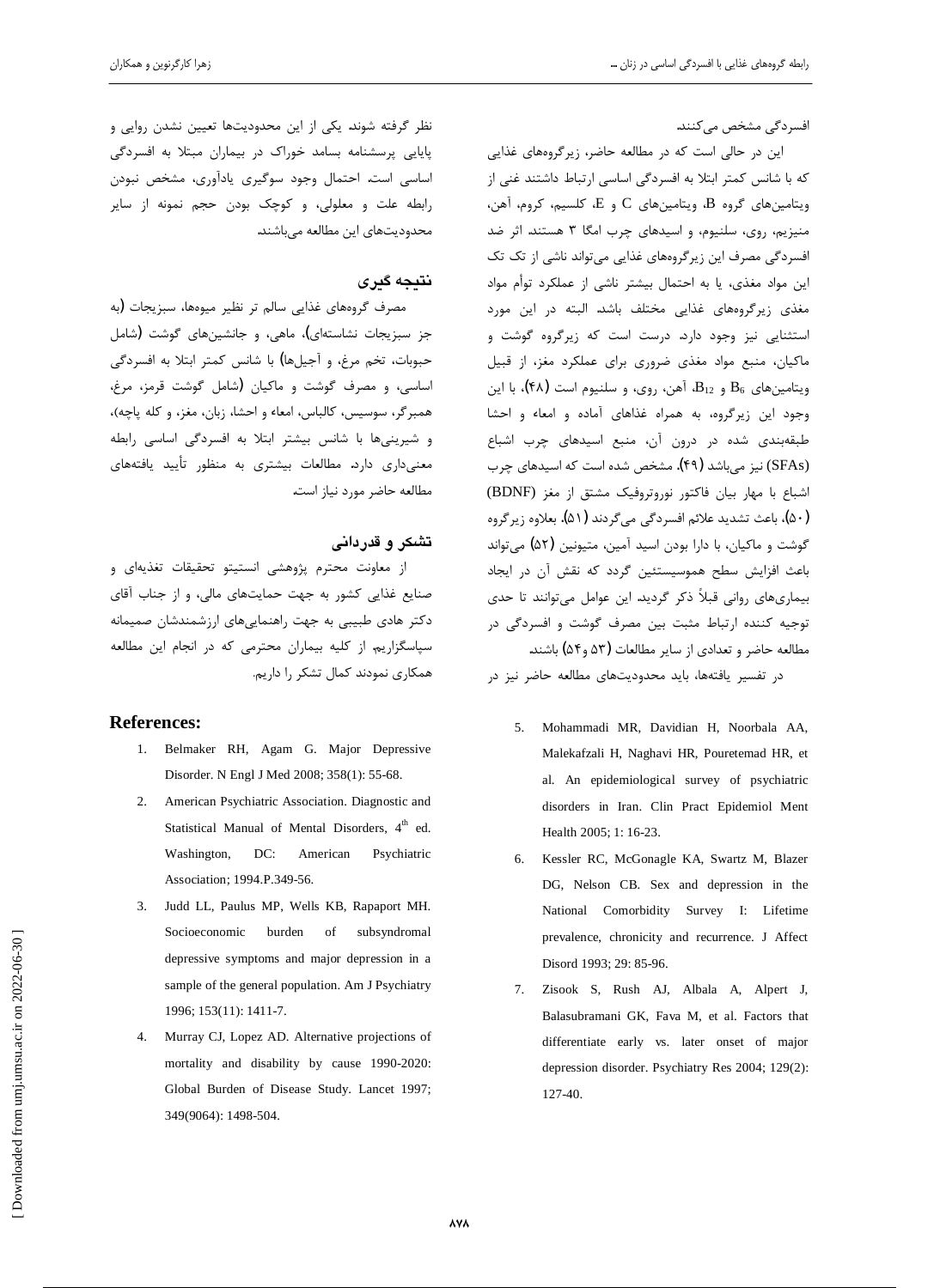افسردگی مشخص می‌کنند.

این در حالی است که در مطالعه حاضر، زیرگروه‌های غذایی که با شانس کمتر ابتلا به افسردگی اساسی ارتباط داشتند غنی از ویتامین‌های گروه B، ویتامین‌های C و E، کلسیم، کروم، آهن، منیزیم، روی، سلنیوم، و اسیدهای چرب امگا ۳ هستند. اثر ضد افسردگی مصرف این زیرگروه‌های غذایی می‌تواند ناشی از تک تک این مواد مغذی، یا به احتمال بیشتر ناشی از عملکرد توأم مواد مغذی زیرگروه‌های غذایی مختلف باشد. البته در این مورد استثنایی نیز وجود دارد. درست است که زیرگروه گوشت و ماکیان، منبع مواد مغذی ضروری برای عملکرد مغز، از قبیل ویتامین‌های $B_6$ و $B_{12}$، آهن، روی، و سلنیوم است (۴۸)، با این وجود این زیرگروه، به همراه غذاهای آماده و امعاء و احشا طبقه‌بندی شده در درون آن، منبع اسیدهای چرب اشباع (SFAs) نیز می‌باشد (۴۹). مشخص شده است که اسیدهای چرب اشباع با مهار بیان فاکتور نوروتروفیک مشتق از مغز (BDNF) (۵۰)، باعث تشدید علائم افسردگی می‌گردند (۵۱). بعلاوه زیرگروه گوشت و ماکیان، با دارا بودن اسید آمین، متیونین (۵۲) می‌تواند باعث افزایش سطح هموسیستئین گردد که نقش آن در ایجاد بیماری‌های روانی قبلاً ذکر گردید. این عوامل می‌توانند تا حدی توجیه کننده ارتباط مثبت بین مصرف گوشت و افسردگی در مطالعه حاضر و تعدادی از سایر مطالعات (۵۳ و۵۴) باشند.

در تفسیر یافته‌ها، باید محدودیت‌های مطالعه حاضر نیز در نظر گرفته شوند. یکی از این محدودیت‌ها تعیین نشدن روایی و پایایی پرسشنامه بسامد خوراک در بیماران مبتلا به افسردگی اساسی است. احتمال وجود سوگیری یادآوری، مشخص نبودن رابطه علت و معلولی، و کوچک بودن حجم نمونه از سایر محدودیت‌های این مطالعه می‌باشند.

## نتیجه گیری

مصرف گروه‌های غذایی سالم تر نظیر میوه‌ها، سبزیجات (به جز سبزیجات نشاسته‌ای)، ماهی، و جانشین‌های گوشت (شامل حبوبات، تخم مرغ، و آجیل‌ها) با شانس کمتر ابتلا به افسردگی اساسی، و مصرف گوشت و ماکیان (شامل گوشت قرمز، مرغ، همبرگر، سوسیس، کالباس، امعاء و احشا، زبان، مغز، و کله پاچه)، و شیرینی‌ها با شانس بیشتر ابتلا به افسردگی اساسی رابطه معنی‌داری دارد. مطالعات بیشتری به منظور تأیید یافته‌های مطالعه حاضر مورد نیاز است.

## تشکر و قدردانی

از معاونت محترم پژوهشی انستیتو تحقیقات تغذیه‌ای و صنایع غذایی کشور به جهت حمایت‌های مالی، و از جناب آقای دکتر هادی طبیبی به جهت راهنمایی‌های ارزشمندشان صمیمانه سپاسگزاریم. از کلیه بیماران محترمی که در انجام این مطالعه همکاری نمودند کمال تشکر را داریم.

## References:

1. Belmaker RH, Agam G. Major Depressive Disorder. N Engl J Med 2008; 358(1): 55-68.
2. American Psychiatric Association. Diagnostic and Statistical Manual of Mental Disorders, 4th ed. Washington, DC: American Psychiatric Association; 1994.P.349-56.
3. Judd LL, Paulus MP, Wells KB, Rapaport MH. Socioeconomic burden of subsyndromal depressive symptoms and major depression in a sample of the general population. Am J Psychiatry 1996; 153(11): 1411-7.
4. Murray CJ, Lopez AD. Alternative projections of mortality and disability by cause 1990-2020: Global Burden of Disease Study. Lancet 1997; 349(9064): 1498-504.
5. Mohammadi MR, Davidian H, Noorbala AA, Malekafzali H, Naghavi HR, Pouretemad HR, et al. An epidemiological survey of psychiatric disorders in Iran. Clin Pract Epidemiol Ment Health 2005; 1: 16-23.
6. Kessler RC, McGonagle KA, Swartz M, Blazer DG, Nelson CB. Sex and depression in the National Comorbidity Survey I: Lifetime prevalence, chronicity and recurrence. J Affect Disord 1993; 29: 85-96.
7. Zisook S, Rush AJ, Albala A, Alpert J, Balasubramani GK, Fava M, et al. Factors that differentiate early vs. later onset of major depression disorder. Psychiatry Res 2004; 129(2): 127-40.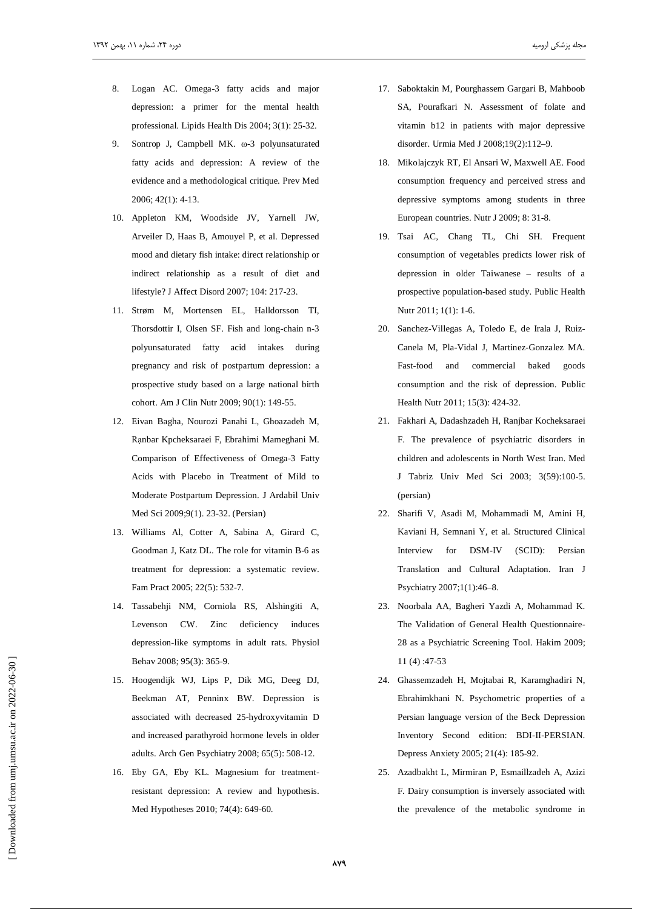8. Logan AC. Omega-3 fatty acids and major depression: a primer for the mental health professional. Lipids Health Dis 2004; 3(1): 25-32.
9. Sontrop J, Campbell MK. ω-3 polyunsaturated fatty acids and depression: A review of the evidence and a methodological critique. Prev Med 2006; 42(1): 4-13.
10. Appleton KM, Woodside JV, Yarnell JW, Arveiler D, Haas B, Amouyel P, et al. Depressed mood and dietary fish intake: direct relationship or indirect relationship as a result of diet and lifestyle? J Affect Disord 2007; 104: 217-23.
11. Strøm M, Mortensen EL, Halldorsson TI, Thorsdottir I, Olsen SF. Fish and long-chain n-3 polyunsaturated fatty acid intakes during pregnancy and risk of postpartum depression: a prospective study based on a large national birth cohort. Am J Clin Nutr 2009; 90(1): 149-55.
12. Eivan Bagha, Nourozi Panahi L, Ghoazadeh M, Rạnbar Kpcheksaraei F, Ebrahimi Mameghani M. Comparison of Effectiveness of Omega-3 Fatty Acids with Placebo in Treatment of Mild to Moderate Postpartum Depression. J Ardabil Univ Med Sci 2009;9(1). 23-32. (Persian)
13. Williams Al, Cotter A, Sabina A, Girard C, Goodman J, Katz DL. The role for vitamin B-6 as treatment for depression: a systematic review. Fam Pract 2005; 22(5): 532-7.
14. Tassabehji NM, Corniola RS, Alshingiti A, Levenson CW. Zinc deficiency induces depression-like symptoms in adult rats. Physiol Behav 2008; 95(3): 365-9.
15. Hoogendijk WJ, Lips P, Dik MG, Deeg DJ, Beekman AT, Penninx BW. Depression is associated with decreased 25-hydroxyvitamin D and increased parathyroid hormone levels in older adults. Arch Gen Psychiatry 2008; 65(5): 508-12.
16. Eby GA, Eby KL. Magnesium for treatment-resistant depression: A review and hypothesis. Med Hypotheses 2010; 74(4): 649-60.
17. Saboktakin M, Pourghassem Gargari B, Mahboob SA, Pourafkari N. Assessment of folate and vitamin b12 in patients with major depressive disorder. Urmia Med J 2008;19(2):112–9.
18. Mikolajczyk RT, El Ansari W, Maxwell AE. Food consumption frequency and perceived stress and depressive symptoms among students in three European countries. Nutr J 2009; 8: 31-8.
19. Tsai AC, Chang TL, Chi SH. Frequent consumption of vegetables predicts lower risk of depression in older Taiwanese – results of a prospective population-based study. Public Health Nutr 2011; 1(1): 1-6.
20. Sanchez-Villegas A, Toledo E, de Irala J, Ruiz-Canela M, Pla-Vidal J, Martinez-Gonzalez MA. Fast-food and commercial baked goods consumption and the risk of depression. Public Health Nutr 2011; 15(3): 424-32.
21. Fakhari A, Dadashzadeh H, Ranjbar Kocheksaraei F. The prevalence of psychiatric disorders in children and adolescents in North West Iran. Med J Tabriz Univ Med Sci 2003; 3(59):100-5. (persian)
22. Sharifi V, Asadi M, Mohammadi M, Amini H, Kaviani H, Semnani Y, et al. Structured Clinical Interview for DSM-IV (SCID): Persian Translation and Cultural Adaptation. Iran J Psychiatry 2007;1(1):46–8.
23. Noorbala AA, Bagheri Yazdi A, Mohammad K. The Validation of General Health Questionnaire-28 as a Psychiatric Screening Tool. Hakim 2009; 11 (4) :47-53
24. Ghassemzadeh H, Mojtabai R, Karamghadiri N, Ebrahimkhani N. Psychometric properties of a Persian language version of the Beck Depression Inventory Second edition: BDI-II-PERSIAN. Depress Anxiety 2005; 21(4): 185-92.
25. Azadbakht L, Mirmiran P, Esmaillzadeh A, Azizi F. Dairy consumption is inversely associated with the prevalence of the metabolic syndrome in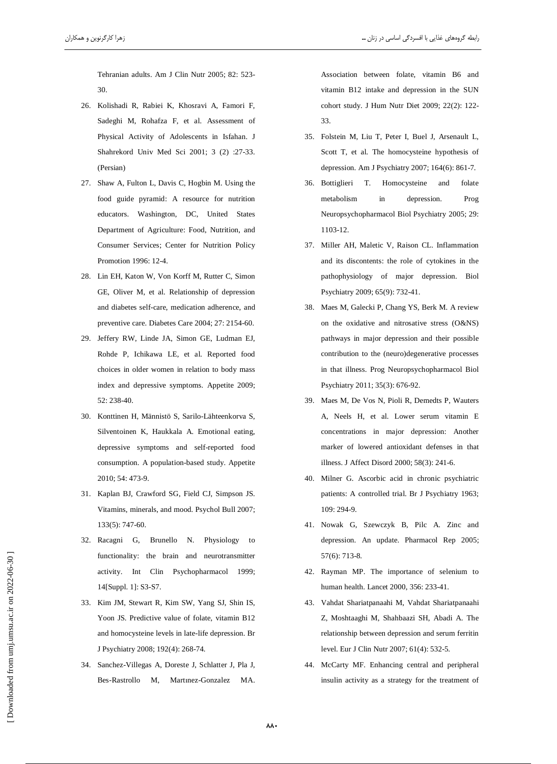Tehranian adults. Am J Clin Nutr 2005; 82: 523-30.

26. Kolishadi R, Rabiei K, Khosravi A, Famori F, Sadeghi M, Rohafza F, et al. Assessment of Physical Activity of Adolescents in Isfahan. J Shahrekord Univ Med Sci 2001; 3 (2) :27-33. (Persian)
27. Shaw A, Fulton L, Davis C, Hogbin M. Using the food guide pyramid: A resource for nutrition educators. Washington, DC, United States Department of Agriculture: Food, Nutrition, and Consumer Services; Center for Nutrition Policy Promotion 1996: 12-4.
28. Lin EH, Katon W, Von Korff M, Rutter C, Simon GE, Oliver M, et al. Relationship of depression and diabetes self-care, medication adherence, and preventive care. Diabetes Care 2004; 27: 2154-60.
29. Jeffery RW, Linde JA, Simon GE, Ludman EJ, Rohde P, Ichikawa LE, et al. Reported food choices in older women in relation to body mass index and depressive symptoms. Appetite 2009; 52: 238-40.
30. Konttinen H, Männistö S, Sarilo-Lähteenkorva S, Silventoinen K, Haukkala A. Emotional eating, depressive symptoms and self-reported food consumption. A population-based study. Appetite 2010; 54: 473-9.
31. Kaplan BJ, Crawford SG, Field CJ, Simpson JS. Vitamins, minerals, and mood. Psychol Bull 2007; 133(5): 747-60.
32. Racagni G, Brunello N. Physiology to functionality: the brain and neurotransmitter activity. Int Clin Psychopharmacol 1999; 14[Suppl. 1]: S3-S7.
33. Kim JM, Stewart R, Kim SW, Yang SJ, Shin IS, Yoon JS. Predictive value of folate, vitamin B12 and homocysteine levels in late-life depression. Br J Psychiatry 2008; 192(4): 268-74.
34. Sanchez-Villegas A, Doreste J, Schlatter J, Pla J, Bes-Rastrollo M, Martınez-Gonzalez MA. Association between folate, vitamin B6 and vitamin B12 intake and depression in the SUN cohort study. J Hum Nutr Diet 2009; 22(2): 122-33.
35. Folstein M, Liu T, Peter I, Buel J, Arsenault L, Scott T, et al. The homocysteine hypothesis of depression. Am J Psychiatry 2007; 164(6): 861-7.
36. Bottiglieri T. Homocysteine and folate metabolism in depression. Prog Neuropsychopharmacol Biol Psychiatry 2005; 29: 1103-12.
37. Miller AH, Maletic V, Raison CL. Inflammation and its discontents: the role of cytokines in the pathophysiology of major depression. Biol Psychiatry 2009; 65(9): 732-41.
38. Maes M, Galecki P, Chang YS, Berk M. A review on the oxidative and nitrosative stress (O&NS) pathways in major depression and their possible contribution to the (neuro)degenerative processes in that illness. Prog Neuropsychopharmacol Biol Psychiatry 2011; 35(3): 676-92.
39. Maes M, De Vos N, Pioli R, Demedts P, Wauters A, Neels H, et al. Lower serum vitamin E concentrations in major depression: Another marker of lowered antioxidant defenses in that illness. J Affect Disord 2000; 58(3): 241-6.
40. Milner G. Ascorbic acid in chronic psychiatric patients: A controlled trial. Br J Psychiatry 1963; 109: 294-9.
41. Nowak G, Szewczyk B, Pilc A. Zinc and depression. An update. Pharmacol Rep 2005; 57(6): 713-8.
42. Rayman MP. The importance of selenium to human health. Lancet 2000, 356: 233-41.
43. Vahdat Shariatpanaahi M, Vahdat Shariatpanaahi Z, Moshtaaghi M, Shahbaazi SH, Abadi A. The relationship between depression and serum ferritin level. Eur J Clin Nutr 2007; 61(4): 532-5.
44. McCarty MF. Enhancing central and peripheral insulin activity as a strategy for the treatment of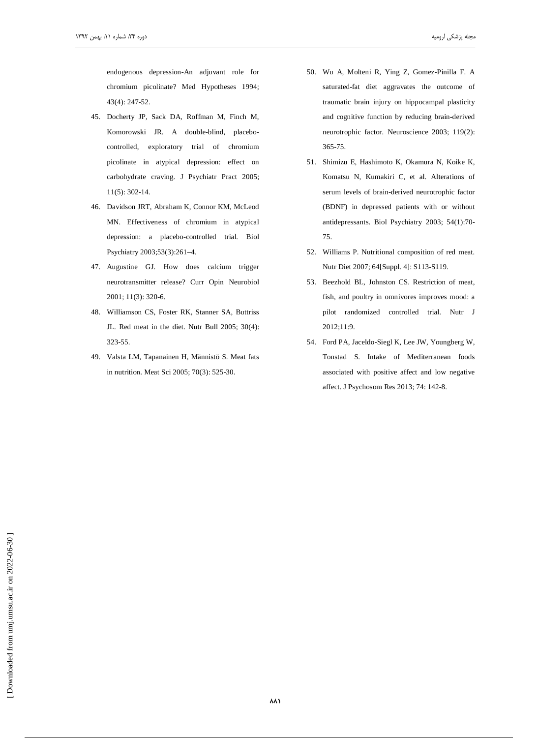endogenous depression-An adjuvant role for chromium picolinate? Med Hypotheses 1994; 43(4): 247-52.

45. Docherty JP, Sack DA, Roffman M, Finch M, Komorowski JR. A double-blind, placebo-controlled, exploratory trial of chromium picolinate in atypical depression: effect on carbohydrate craving. J Psychiatr Pract 2005; 11(5): 302-14.
46. Davidson JRT, Abraham K, Connor KM, McLeod MN. Effectiveness of chromium in atypical depression: a placebo-controlled trial. Biol Psychiatry 2003;53(3):261–4.
47. Augustine GJ. How does calcium trigger neurotransmitter release? Curr Opin Neurobiol 2001; 11(3): 320-6.
48. Williamson CS, Foster RK, Stanner SA, Buttriss JL. Red meat in the diet. Nutr Bull 2005; 30(4): 323-55.
49. Valsta LM, Tapanainen H, Männistö S. Meat fats in nutrition. Meat Sci 2005; 70(3): 525-30.
50. Wu A, Molteni R, Ying Z, Gomez-Pinilla F. A saturated-fat diet aggravates the outcome of traumatic brain injury on hippocampal plasticity and cognitive function by reducing brain-derived neurotrophic factor. Neuroscience 2003; 119(2): 365-75.
51. Shimizu E, Hashimoto K, Okamura N, Koike K, Komatsu N, Kumakiri C, et al. Alterations of serum levels of brain-derived neurotrophic factor (BDNF) in depressed patients with or without antidepressants. Biol Psychiatry 2003; 54(1):70-75.
52. Williams P. Nutritional composition of red meat. Nutr Diet 2007; 64[Suppl. 4]: S113-S119.
53. Beezhold BL, Johnston CS. Restriction of meat, fish, and poultry in omnivores improves mood: a pilot randomized controlled trial. Nutr J 2012;11:9.
54. Ford PA, Jaceldo-Siegl K, Lee JW, Youngberg W, Tonstad S. Intake of Mediterranean foods associated with positive affect and low negative affect. J Psychosom Res 2013; 74: 142-8.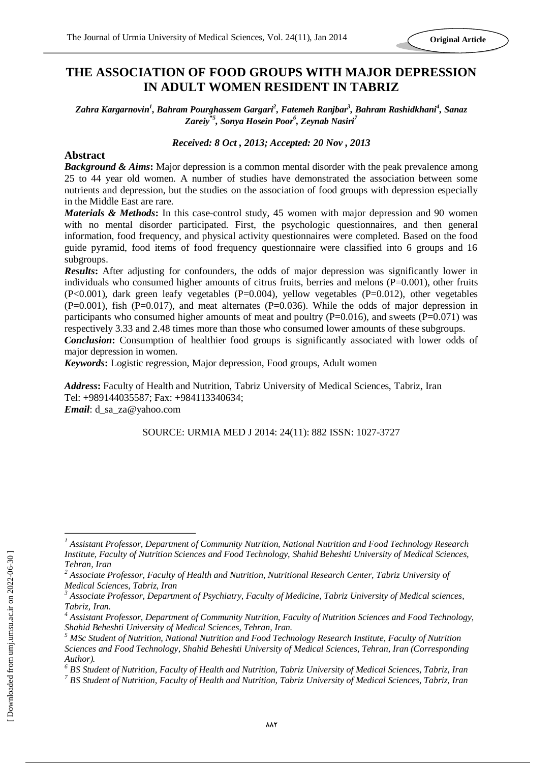# THE ASSOCIATION OF FOOD GROUPS WITH MAJOR DEPRESSION IN ADULT WOMEN RESIDENT IN TABRIZ

***Zahra Kargarnovin[1], Bahram Pourghassem Gargari[2], Fatemeh Ranjbar[3], Bahram Rashidkhani[4], Sanaz Zareiy*[5], Sonya Hosein Poor[6], Zeynab Nasiri[7]***

***Received: 8 Oct , 2013; Accepted: 20 Nov , 2013***

## Abstract

***Background & Aims*:** Major depression is a common mental disorder with the peak prevalence among 25 to 44 year old women. A number of studies have demonstrated the association between some nutrients and depression, but the studies on the association of food groups with depression especially in the Middle East are rare.

***Materials & Methods*:** In this case-control study, 45 women with major depression and 90 women with no mental disorder participated. First, the psychologic questionnaires, and then general information, food frequency, and physical activity questionnaires were completed. Based on the food guide pyramid, food items of food frequency questionnaire were classified into 6 groups and 16 subgroups.

***Results*:** After adjusting for confounders, the odds of major depression was significantly lower in individuals who consumed higher amounts of citrus fruits, berries and melons (P=0.001), other fruits (P<0.001), dark green leafy vegetables (P=0.004), yellow vegetables (P=0.012), other vegetables (P=0.001), fish (P=0.017), and meat alternates (P=0.036). While the odds of major depression in participants who consumed higher amounts of meat and poultry (P=0.016), and sweets (P=0.071) was respectively 3.33 and 2.48 times more than those who consumed lower amounts of these subgroups.

***Conclusion*:** Consumption of healthier food groups is significantly associated with lower odds of major depression in women.

***Keywords*:** Logistic regression, Major depression, Food groups, Adult women

***Address*:** Faculty of Health and Nutrition, Tabriz University of Medical Sciences, Tabriz, Iran
Tel: +989144035587; Fax: +984113340634;
***Email***: d_sa_za@yahoo.com

SOURCE: URMIA MED J 2014: 24(11): 882 ISSN: 1027-3727

---

*[1] Assistant Professor, Department of Community Nutrition, National Nutrition and Food Technology Research Institute, Faculty of Nutrition Sciences and Food Technology, Shahid Beheshti University of Medical Sciences, Tehran, Iran*

*[2] Associate Professor, Faculty of Health and Nutrition, Nutritional Research Center, Tabriz University of Medical Sciences, Tabriz, Iran*

*[3] Associate Professor, Department of Psychiatry, Faculty of Medicine, Tabriz University of Medical sciences, Tabriz, Iran.*

*[4] Assistant Professor, Department of Community Nutrition, Faculty of Nutrition Sciences and Food Technology, Shahid Beheshti University of Medical Sciences, Tehran, Iran.*

*[5] MSc Student of Nutrition, National Nutrition and Food Technology Research Institute, Faculty of Nutrition Sciences and Food Technology, Shahid Beheshti University of Medical Sciences, Tehran, Iran (Corresponding Author).*

*[6] BS Student of Nutrition, Faculty of Health and Nutrition, Tabriz University of Medical Sciences, Tabriz, Iran*

*[7] BS Student of Nutrition, Faculty of Health and Nutrition, Tabriz University of Medical Sciences, Tabriz, Iran*